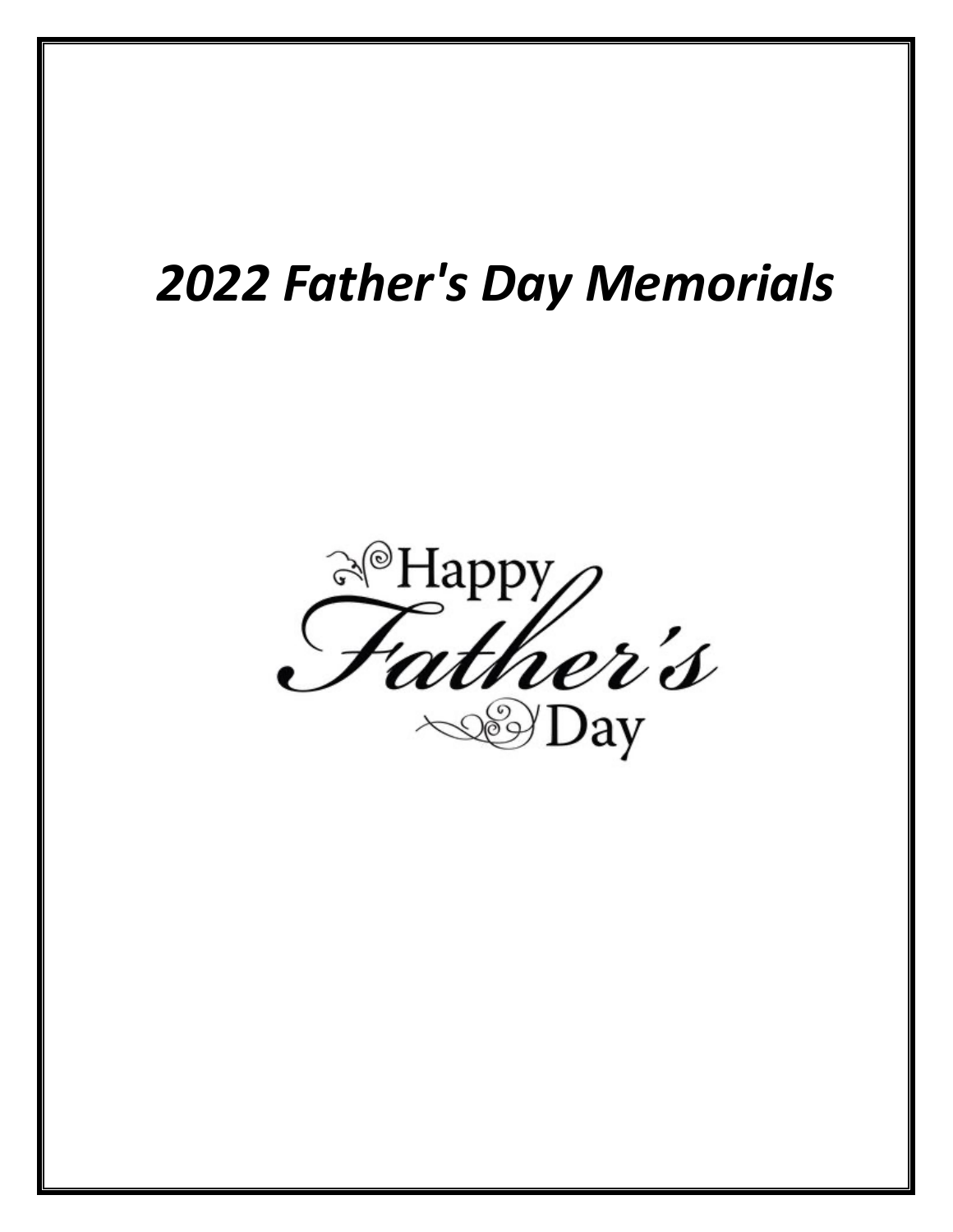# *2022 Father's Day Memorials*

Happy
Father's
Day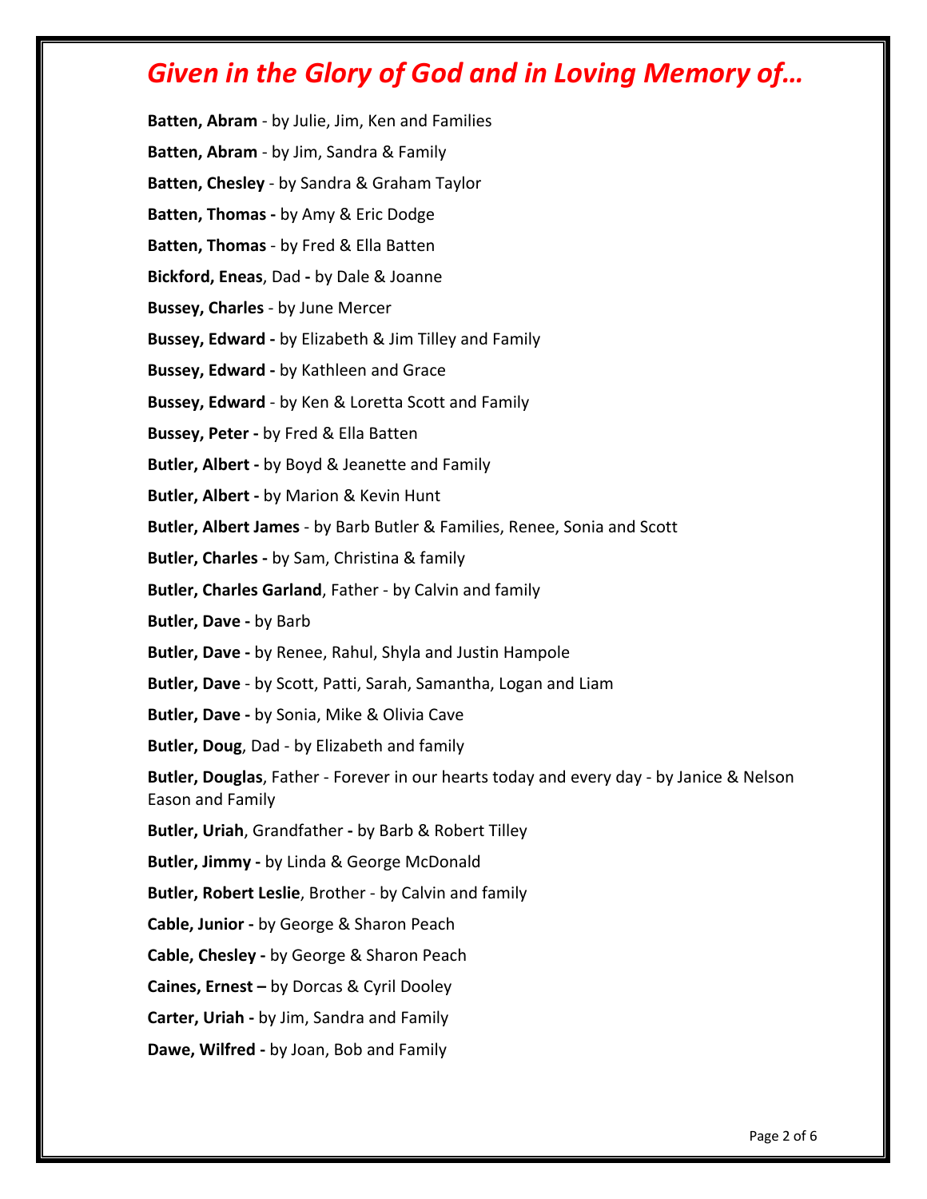## *Given in the Glory of God and in Loving Memory of…*

**Batten, Abram** - by Julie, Jim, Ken and Families

**Batten, Abram** - by Jim, Sandra & Family

**Batten, Chesley** - by Sandra & Graham Taylor

**Batten, Thomas -** by Amy & Eric Dodge

**Batten, Thomas** - by Fred & Ella Batten

**Bickford, Eneas**, Dad **-** by Dale & Joanne

**Bussey, Charles** - by June Mercer

**Bussey, Edward -** by Elizabeth & Jim Tilley and Family

**Bussey, Edward -** by Kathleen and Grace

**Bussey, Edward** - by Ken & Loretta Scott and Family

**Bussey, Peter -** by Fred & Ella Batten

**Butler, Albert -** by Boyd & Jeanette and Family

**Butler, Albert -** by Marion & Kevin Hunt

**Butler, Albert James** - by Barb Butler & Families, Renee, Sonia and Scott

**Butler, Charles -** by Sam, Christina & family

**Butler, Charles Garland**, Father - by Calvin and family

**Butler, Dave -** by Barb

**Butler, Dave -** by Renee, Rahul, Shyla and Justin Hampole

**Butler, Dave** - by Scott, Patti, Sarah, Samantha, Logan and Liam

**Butler, Dave -** by Sonia, Mike & Olivia Cave

**Butler, Doug**, Dad - by Elizabeth and family

**Butler, Douglas**, Father - Forever in our hearts today and every day - by Janice & Nelson Eason and Family

**Butler, Uriah**, Grandfather **-** by Barb & Robert Tilley

**Butler, Jimmy -** by Linda & George McDonald

**Butler, Robert Leslie**, Brother - by Calvin and family

**Cable, Junior -** by George & Sharon Peach

**Cable, Chesley -** by George & Sharon Peach

**Caines, Ernest –** by Dorcas & Cyril Dooley

**Carter, Uriah -** by Jim, Sandra and Family

**Dawe, Wilfred -** by Joan, Bob and Family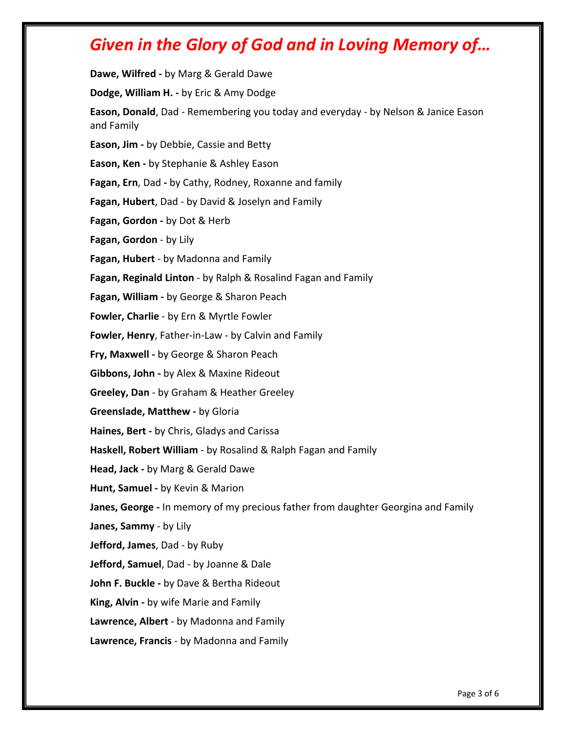## *Given in the Glory of God and in Loving Memory of…*

**Dawe, Wilfred -** by Marg & Gerald Dawe

**Dodge, William H. -** by Eric & Amy Dodge

**Eason, Donald**, Dad - Remembering you today and everyday - by Nelson & Janice Eason and Family

**Eason, Jim -** by Debbie, Cassie and Betty

**Eason, Ken -** by Stephanie & Ashley Eason

**Fagan, Ern**, Dad **-** by Cathy, Rodney, Roxanne and family

**Fagan, Hubert**, Dad - by David & Joselyn and Family

**Fagan, Gordon -** by Dot & Herb

**Fagan, Gordon** - by Lily

**Fagan, Hubert** - by Madonna and Family

**Fagan, Reginald Linton** - by Ralph & Rosalind Fagan and Family

**Fagan, William -** by George & Sharon Peach

**Fowler, Charlie** - by Ern & Myrtle Fowler

**Fowler, Henry**, Father-in-Law - by Calvin and Family

**Fry, Maxwell -** by George & Sharon Peach

**Gibbons, John -** by Alex & Maxine Rideout

**Greeley, Dan** - by Graham & Heather Greeley

**Greenslade, Matthew -** by Gloria

**Haines, Bert -** by Chris, Gladys and Carissa

**Haskell, Robert William** - by Rosalind & Ralph Fagan and Family

**Head, Jack -** by Marg & Gerald Dawe

**Hunt, Samuel -** by Kevin & Marion

**Janes, George -** In memory of my precious father from daughter Georgina and Family

**Janes, Sammy** - by Lily

**Jefford, James**, Dad - by Ruby

**Jefford, Samuel**, Dad - by Joanne & Dale

**John F. Buckle -** by Dave & Bertha Rideout

**King, Alvin -** by wife Marie and Family

**Lawrence, Albert** - by Madonna and Family

**Lawrence, Francis** - by Madonna and Family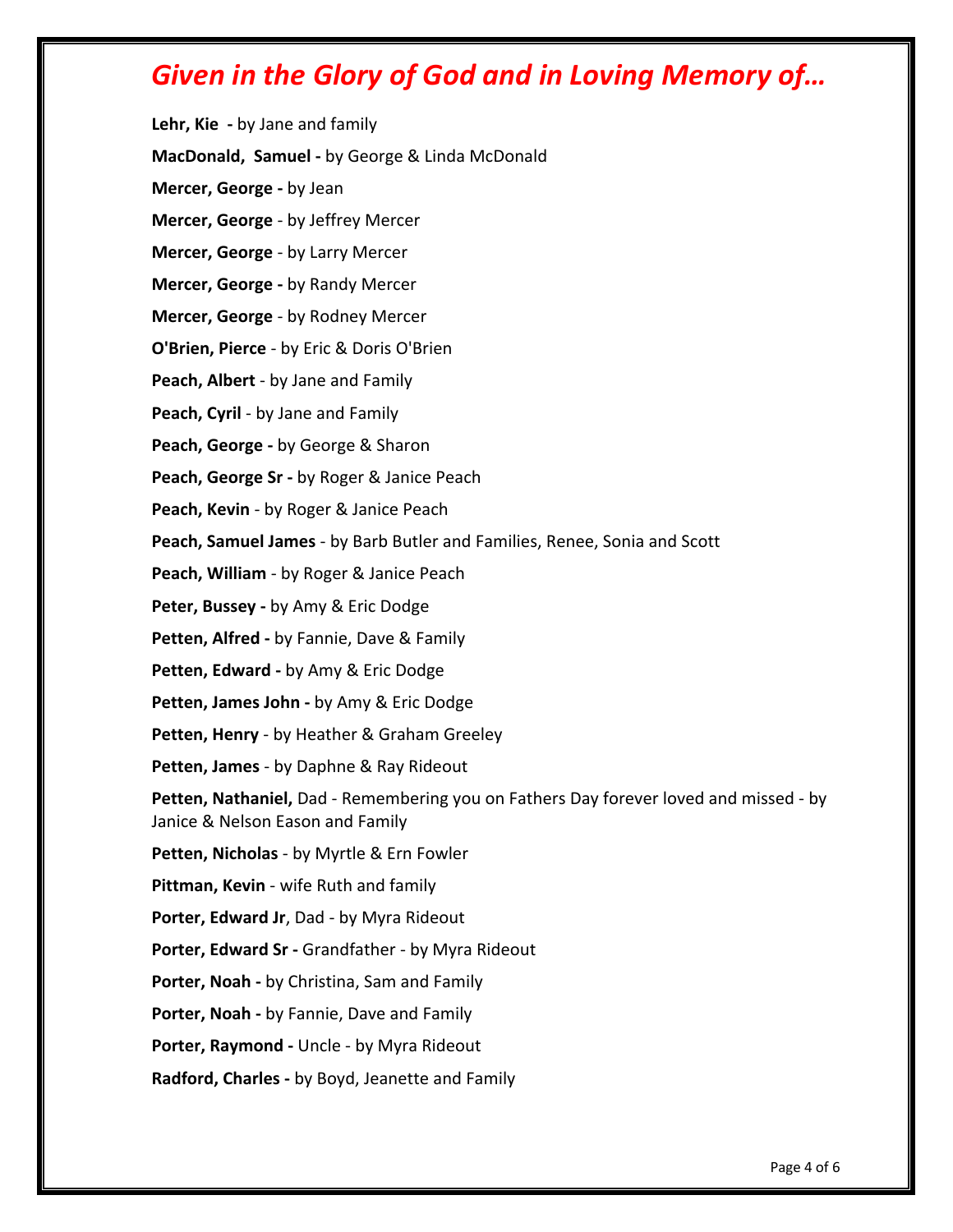## *Given in the Glory of God and in Loving Memory of…*

**Lehr, Kie -** by Jane and family

**MacDonald, Samuel -** by George & Linda McDonald

**Mercer, George -** by Jean

**Mercer, George** - by Jeffrey Mercer

**Mercer, George** - by Larry Mercer

**Mercer, George -** by Randy Mercer

**Mercer, George** - by Rodney Mercer

**O'Brien, Pierce** - by Eric & Doris O'Brien

**Peach, Albert** - by Jane and Family

**Peach, Cyril** - by Jane and Family

**Peach, George -** by George & Sharon

**Peach, George Sr -** by Roger & Janice Peach

**Peach, Kevin** - by Roger & Janice Peach

**Peach, Samuel James** - by Barb Butler and Families, Renee, Sonia and Scott

**Peach, William** - by Roger & Janice Peach

**Peter, Bussey -** by Amy & Eric Dodge

**Petten, Alfred -** by Fannie, Dave & Family

**Petten, Edward -** by Amy & Eric Dodge

**Petten, James John -** by Amy & Eric Dodge

**Petten, Henry** - by Heather & Graham Greeley

**Petten, James** - by Daphne & Ray Rideout

**Petten, Nathaniel,** Dad - Remembering you on Fathers Day forever loved and missed - by Janice & Nelson Eason and Family

**Petten, Nicholas** - by Myrtle & Ern Fowler

**Pittman, Kevin** - wife Ruth and family

**Porter, Edward Jr**, Dad - by Myra Rideout

**Porter, Edward Sr -** Grandfather - by Myra Rideout

**Porter, Noah -** by Christina, Sam and Family

**Porter, Noah -** by Fannie, Dave and Family

**Porter, Raymond -** Uncle - by Myra Rideout

**Radford, Charles -** by Boyd, Jeanette and Family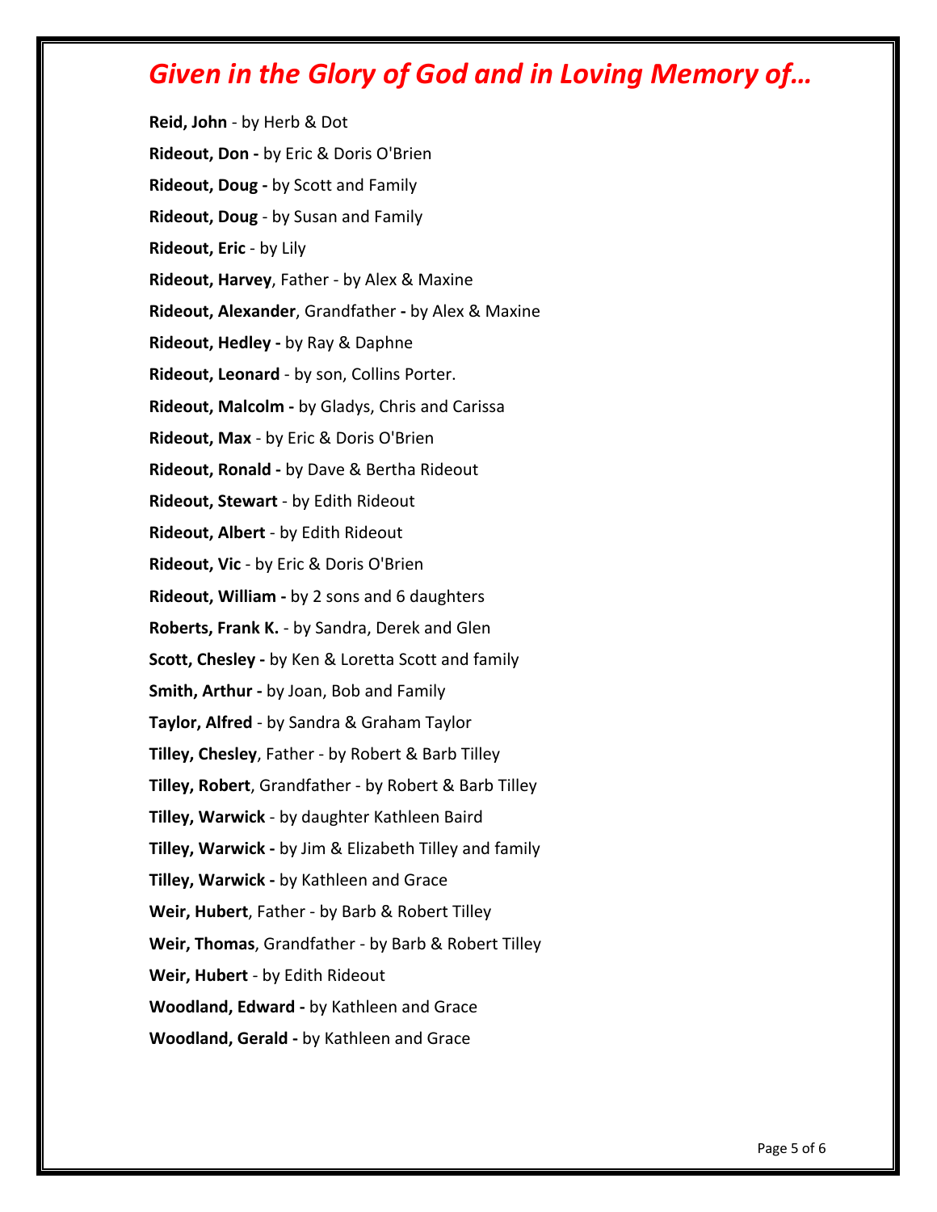# *Given in the Glory of God and in Loving Memory of…*

**Reid, John** - by Herb & Dot

**Rideout, Don -** by Eric & Doris O'Brien

**Rideout, Doug -** by Scott and Family

**Rideout, Doug** - by Susan and Family

**Rideout, Eric** - by Lily

**Rideout, Harvey**, Father - by Alex & Maxine

**Rideout, Alexander**, Grandfather **-** by Alex & Maxine

**Rideout, Hedley -** by Ray & Daphne

**Rideout, Leonard** - by son, Collins Porter.

**Rideout, Malcolm -** by Gladys, Chris and Carissa

**Rideout, Max** - by Eric & Doris O'Brien

**Rideout, Ronald -** by Dave & Bertha Rideout

**Rideout, Stewart** - by Edith Rideout

**Rideout, Albert** - by Edith Rideout

**Rideout, Vic** - by Eric & Doris O'Brien

**Rideout, William -** by 2 sons and 6 daughters

**Roberts, Frank K.** - by Sandra, Derek and Glen

**Scott, Chesley -** by Ken & Loretta Scott and family

**Smith, Arthur -** by Joan, Bob and Family

**Taylor, Alfred** - by Sandra & Graham Taylor

**Tilley, Chesley**, Father - by Robert & Barb Tilley

**Tilley, Robert**, Grandfather - by Robert & Barb Tilley

**Tilley, Warwick** - by daughter Kathleen Baird

**Tilley, Warwick -** by Jim & Elizabeth Tilley and family

**Tilley, Warwick -** by Kathleen and Grace

**Weir, Hubert**, Father - by Barb & Robert Tilley

**Weir, Thomas**, Grandfather - by Barb & Robert Tilley

**Weir, Hubert** - by Edith Rideout

**Woodland, Edward -** by Kathleen and Grace

**Woodland, Gerald -** by Kathleen and Grace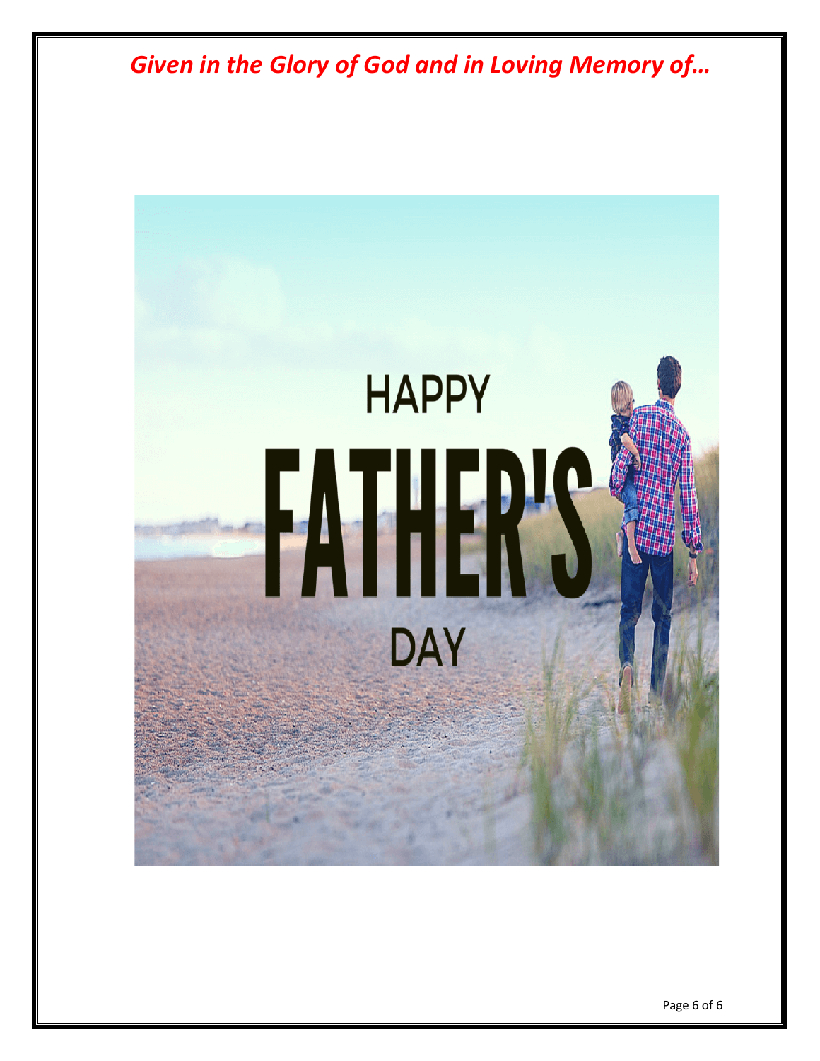***Given in the Glory of God and in Loving Memory of…***

HAPPY

FATHER'S

DAY